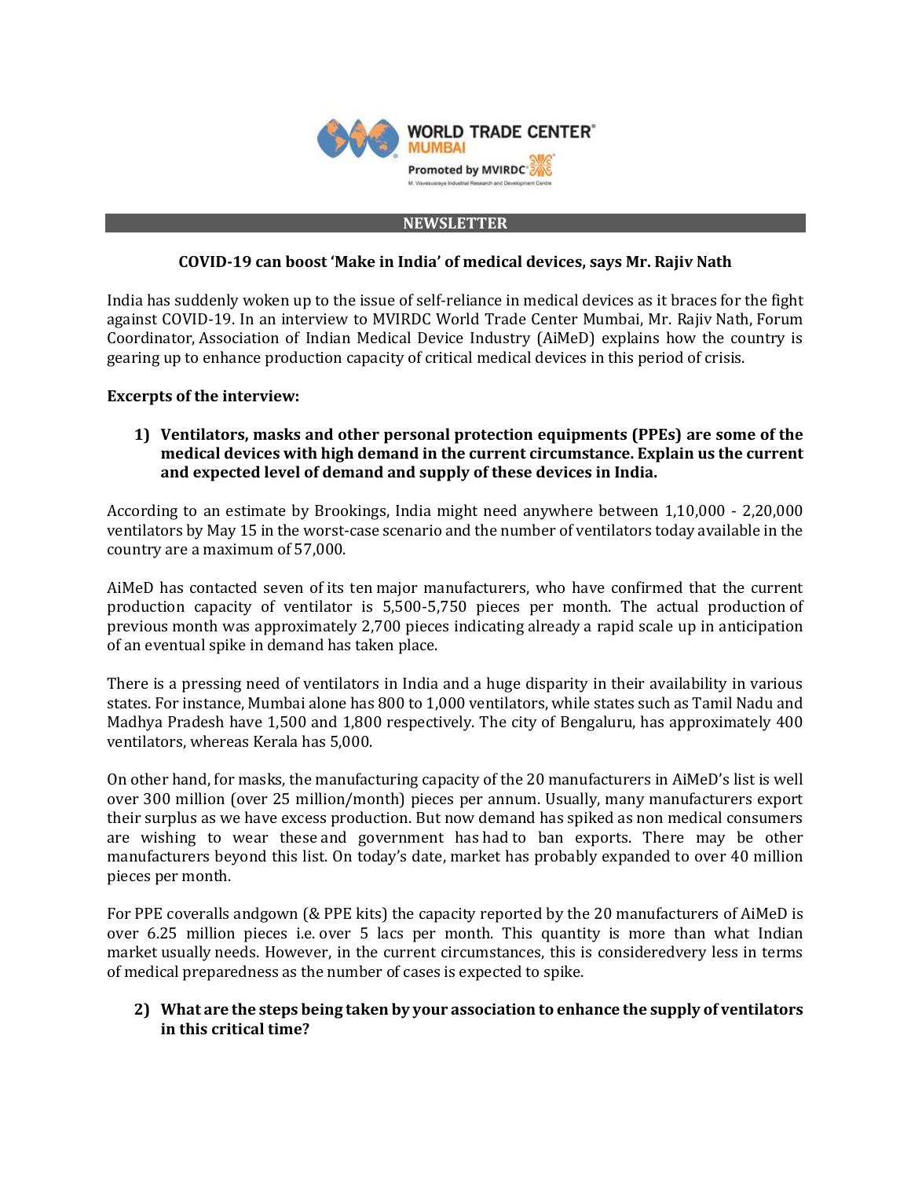**NEWSLETTER**

## COVID-19 can boost 'Make in India' of medical devices, says Mr. Rajiv Nath

India has suddenly woken up to the issue of self-reliance in medical devices as it braces for the fight against COVID-19. In an interview to MVIRDC World Trade Center Mumbai, Mr. Rajiv Nath, Forum Coordinator, Association of Indian Medical Device Industry (AiMeD) explains how the country is gearing up to enhance production capacity of critical medical devices in this period of crisis.

**Excerpts of the interview:**

1) **Ventilators, masks and other personal protection equipments (PPEs) are some of the medical devices with high demand in the current circumstance. Explain us the current and expected level of demand and supply of these devices in India.**

According to an estimate by Brookings, India might need anywhere between 1,10,000 - 2,20,000 ventilators by May 15 in the worst-case scenario and the number of ventilators today available in the country are a maximum of 57,000.

AiMeD has contacted seven of its ten major manufacturers, who have confirmed that the current production capacity of ventilator is 5,500-5,750 pieces per month. The actual production of previous month was approximately 2,700 pieces indicating already a rapid scale up in anticipation of an eventual spike in demand has taken place.

There is a pressing need of ventilators in India and a huge disparity in their availability in various states. For instance, Mumbai alone has 800 to 1,000 ventilators, while states such as Tamil Nadu and Madhya Pradesh have 1,500 and 1,800 respectively. The city of Bengaluru, has approximately 400 ventilators, whereas Kerala has 5,000.

On other hand, for masks, the manufacturing capacity of the 20 manufacturers in AiMeD's list is well over 300 million (over 25 million/month) pieces per annum. Usually, many manufacturers export their surplus as we have excess production. But now demand has spiked as non medical consumers are wishing to wear these and government has had to ban exports. There may be other manufacturers beyond this list. On today's date, market has probably expanded to over 40 million pieces per month.

For PPE coveralls andgown (& PPE kits) the capacity reported by the 20 manufacturers of AiMeD is over 6.25 million pieces i.e. over 5 lacs per month. This quantity is more than what Indian market usually needs. However, in the current circumstances, this is consideredvery less in terms of medical preparedness as the number of cases is expected to spike.

2) **What are the steps being taken by your association to enhance the supply of ventilators in this critical time?**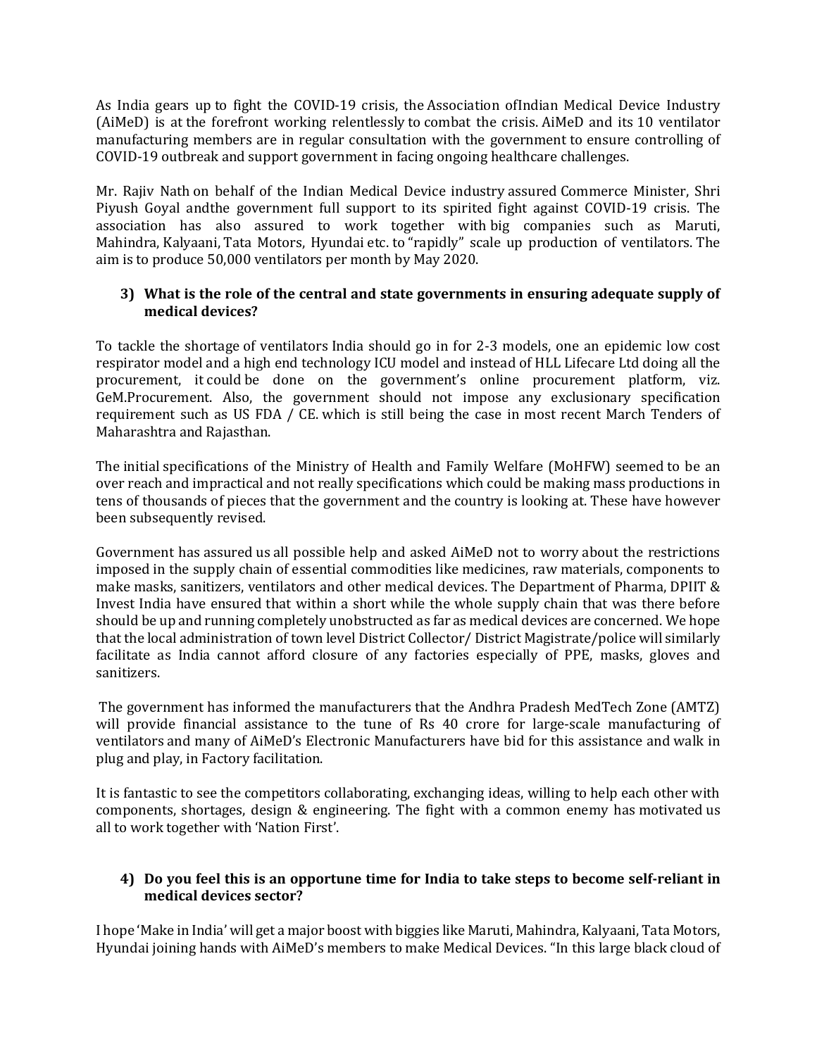As India gears up to fight the COVID-19 crisis, the Association ofIndian Medical Device Industry (AiMeD) is at the forefront working relentlessly to combat the crisis. AiMeD and its 10 ventilator manufacturing members are in regular consultation with the government to ensure controlling of COVID-19 outbreak and support government in facing ongoing healthcare challenges.

Mr. Rajiv Nath on behalf of the Indian Medical Device industry assured Commerce Minister, Shri Piyush Goyal andthe government full support to its spirited fight against COVID-19 crisis. The association has also assured to work together with big companies such as Maruti, Mahindra, Kalyaani, Tata Motors, Hyundai etc. to "rapidly" scale up production of ventilators. The aim is to produce 50,000 ventilators per month by May 2020.

**3) What is the role of the central and state governments in ensuring adequate supply of medical devices?**

To tackle the shortage of ventilators India should go in for 2-3 models, one an epidemic low cost respirator model and a high end technology ICU model and instead of HLL Lifecare Ltd doing all the procurement, it could be done on the government's online procurement platform, viz. GeM.Procurement. Also, the government should not impose any exclusionary specification requirement such as US FDA / CE. which is still being the case in most recent March Tenders of Maharashtra and Rajasthan.

The initial specifications of the Ministry of Health and Family Welfare (MoHFW) seemed to be an over reach and impractical and not really specifications which could be making mass productions in tens of thousands of pieces that the government and the country is looking at. These have however been subsequently revised.

Government has assured us all possible help and asked AiMeD not to worry about the restrictions imposed in the supply chain of essential commodities like medicines, raw materials, components to make masks, sanitizers, ventilators and other medical devices. The Department of Pharma, DPIIT & Invest India have ensured that within a short while the whole supply chain that was there before should be up and running completely unobstructed as far as medical devices are concerned. We hope that the local administration of town level District Collector/ District Magistrate/police will similarly facilitate as India cannot afford closure of any factories especially of PPE, masks, gloves and sanitizers.

The government has informed the manufacturers that the Andhra Pradesh MedTech Zone (AMTZ) will provide financial assistance to the tune of Rs 40 crore for large-scale manufacturing of ventilators and many of AiMeD's Electronic Manufacturers have bid for this assistance and walk in plug and play, in Factory facilitation.

It is fantastic to see the competitors collaborating, exchanging ideas, willing to help each other with components, shortages, design & engineering. The fight with a common enemy has motivated us all to work together with 'Nation First'.

**4) Do you feel this is an opportune time for India to take steps to become self-reliant in medical devices sector?**

I hope 'Make in India' will get a major boost with biggies like Maruti, Mahindra, Kalyaani, Tata Motors, Hyundai joining hands with AiMeD's members to make Medical Devices. "In this large black cloud of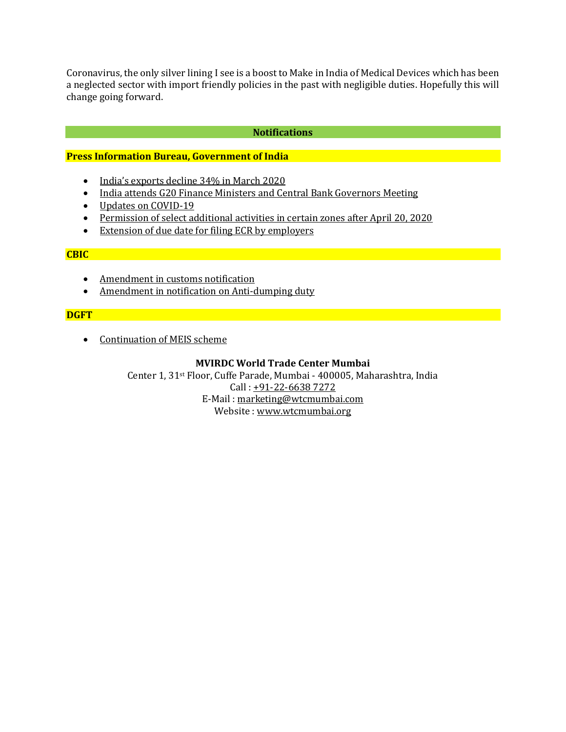Coronavirus, the only silver lining I see is a boost to Make in India of Medical Devices which has been a neglected sector with import friendly policies in the past with negligible duties. Hopefully this will change going forward.

## Notifications

### Press Information Bureau, Government of India

- India's exports decline 34% in March 2020
- India attends G20 Finance Ministers and Central Bank Governors Meeting
- Updates on COVID-19
- Permission of select additional activities in certain zones after April 20, 2020
- Extension of due date for filing ECR by employers

### CBIC

- Amendment in customs notification
- Amendment in notification on Anti-dumping duty

### DGFT

- Continuation of MEIS scheme

**MVIRDC World Trade Center Mumbai**
Center 1, 31st Floor, Cuffe Parade, Mumbai - 400005, Maharashtra, India
Call : +91-22-6638 7272
E-Mail : marketing@wtcmumbai.com
Website : www.wtcmumbai.org